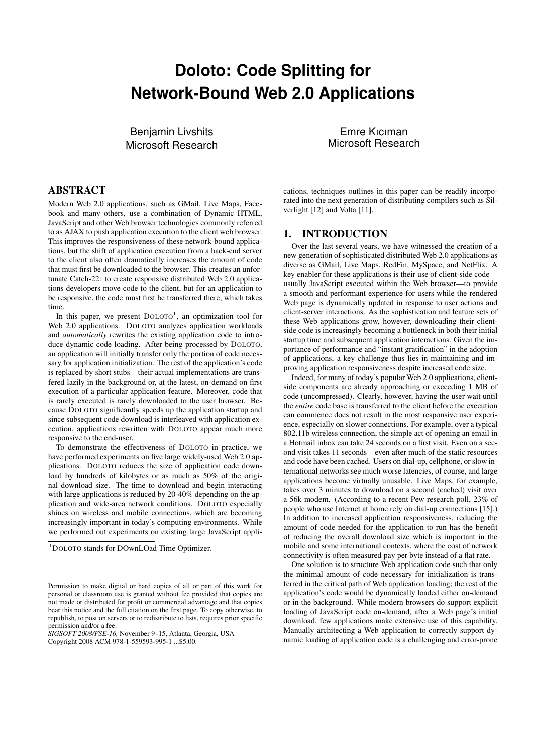# Doloto: Code Splitting for Network-Bound Web 2.0 Applications

Benjamin Livshits
Microsoft Research

Emre Kıcıman
Microsoft Research

## ABSTRACT

Modern Web 2.0 applications, such as GMail, Live Maps, Facebook and many others, use a combination of Dynamic HTML, JavaScript and other Web browser technologies commonly referred to as AJAX to push application execution to the client web browser. This improves the responsiveness of these network-bound applications, but the shift of application execution from a back-end server to the client also often dramatically increases the amount of code that must first be downloaded to the browser. This creates an unfortunate Catch-22: to create responsive distributed Web 2.0 applications developers move code to the client, but for an application to be responsive, the code must first be transferred there, which takes time.

In this paper, we present DOLOTO[1], an optimization tool for Web 2.0 applications. DOLOTO analyzes application workloads and *automatically* rewrites the existing application code to introduce dynamic code loading. After being processed by DOLOTO, an application will initially transfer only the portion of code necessary for application initialization. The rest of the application's code is replaced by short stubs—their actual implementations are transfered lazily in the background or, at the latest, on-demand on first execution of a particular application feature. Moreover, code that is rarely executed is rarely downloaded to the user browser. Because DOLOTO significantly speeds up the application startup and since subsequent code download is interleaved with application execution, applications rewritten with DOLOTO appear much more responsive to the end-user.

To demonstrate the effectiveness of DOLOTO in practice, we have performed experiments on five large widely-used Web 2.0 applications. DOLOTO reduces the size of application code download by hundreds of kilobytes or as much as 50% of the original download size. The time to download and begin interacting with large applications is reduced by 20-40% depending on the application and wide-area network conditions. DOLOTO especially shines on wireless and mobile connections, which are becoming increasingly important in today's computing environments. While we performed out experiments on existing large JavaScript applications, techniques outlines in this paper can be readily incorporated into the next generation of distributing compilers such as Silverlight [12] and Volta [11].

[1]DOLOTO stands for DOwnLOad Time Optimizer.

Permission to make digital or hard copies of all or part of this work for personal or classroom use is granted without fee provided that copies are not made or distributed for profit or commercial advantage and that copies bear this notice and the full citation on the first page. To copy otherwise, to republish, to post on servers or to redistribute to lists, requires prior specific permission and/or a fee.
*SIGSOFT 2008/FSE-16,* November 9–15, Atlanta, Georgia, USA
Copyright 2008 ACM 978-1-559593-995-1 ...$5.00.

## 1. INTRODUCTION

Over the last several years, we have witnessed the creation of a new generation of sophisticated distributed Web 2.0 applications as diverse as GMail, Live Maps, RedFin, MySpace, and NetFlix. A key enabler for these applications is their use of client-side code—usually JavaScript executed within the Web browser—to provide a smooth and performant experience for users while the rendered Web page is dynamically updated in response to user actions and client-server interactions. As the sophistication and feature sets of these Web applications grow, however, downloading their client-side code is increasingly becoming a bottleneck in both their initial startup time and subsequent application interactions. Given the importance of performance and "instant gratification" in the adoption of applications, a key challenge thus lies in maintaining and improving application responsiveness despite increased code size.

Indeed, for many of today's popular Web 2.0 applications, client-side components are already approaching or exceeding 1 MB of code (uncompressed). Clearly, however, having the user wait until the *entire* code base is transferred to the client before the execution can commence does not result in the most responsive user experience, especially on slower connections. For example, over a typical 802.11b wireless connection, the simple act of opening an email in a Hotmail inbox can take 24 seconds on a first visit. Even on a second visit takes 11 seconds—even after much of the static resources and code have been cached. Users on dial-up, cellphone, or slow international networks see much worse latencies, of course, and large applications become virtually unusable. Live Maps, for example, takes over 3 minutes to download on a second (cached) visit over a 56k modem. (According to a recent Pew research poll, 23% of people who use Internet at home rely on dial-up connections [15].) In addition to increased application responsiveness, reducing the amount of code needed for the application to run has the benefit of reducing the overall download size which is important in the mobile and some international contexts, where the cost of network connectivity is often measured pay per byte instead of a flat rate.

One solution is to structure Web application code such that only the minimal amount of code necessary for initialization is transferred in the critical path of Web application loading; the rest of the application's code would be dynamically loaded either on-demand or in the background. While modern browsers do support explicit loading of JavaScript code on-demand, after a Web page's initial download, few applications make extensive use of this capability. Manually architecting a Web application to correctly support dynamic loading of application code is a challenging and error-prone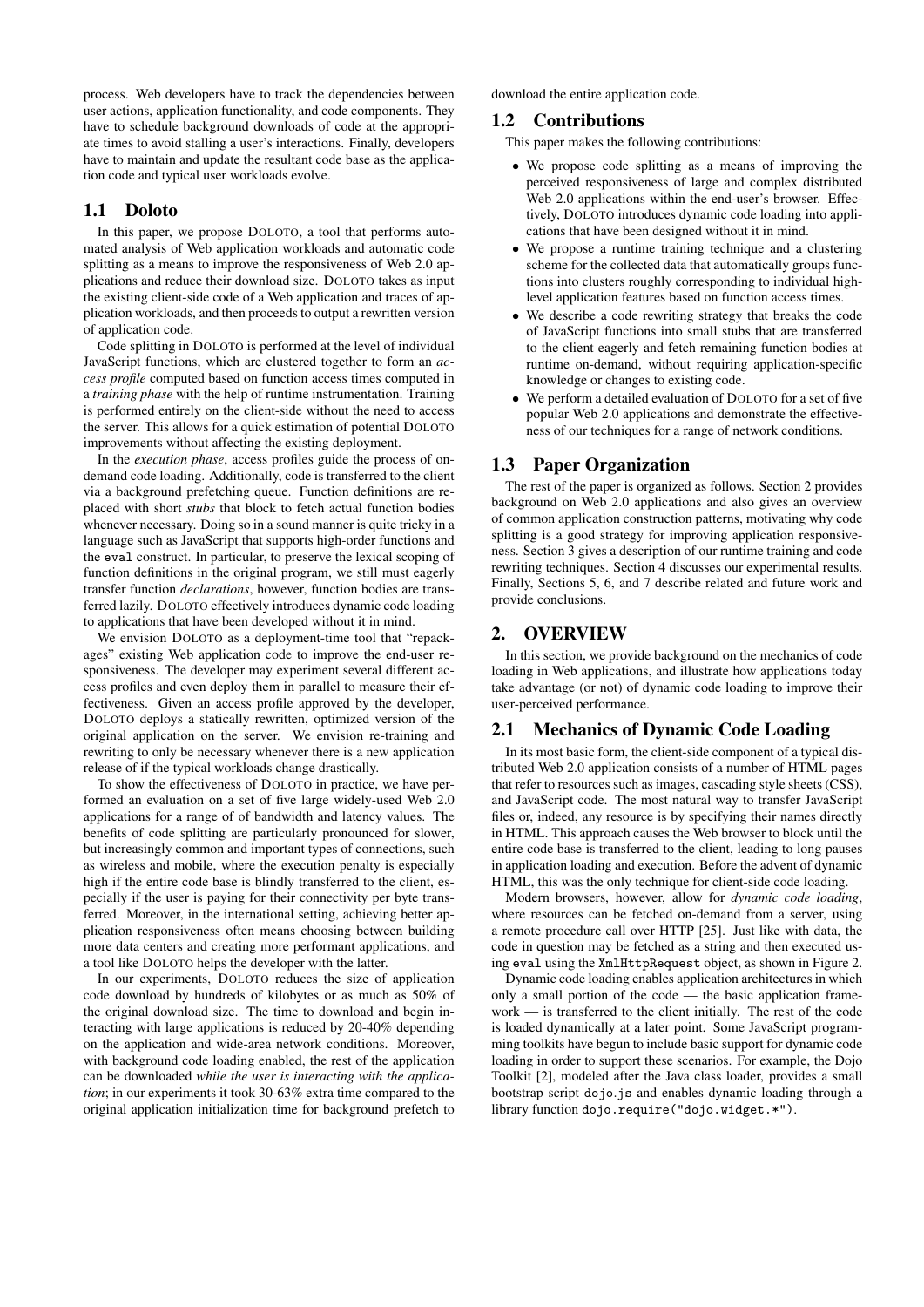process. Web developers have to track the dependencies between user actions, application functionality, and code components. They have to schedule background downloads of code at the appropriate times to avoid stalling a user's interactions. Finally, developers have to maintain and update the resultant code base as the application code and typical user workloads evolve.

## 1.1 Doloto

In this paper, we propose DOLOTO, a tool that performs automated analysis of Web application workloads and automatic code splitting as a means to improve the responsiveness of Web 2.0 applications and reduce their download size. DOLOTO takes as input the existing client-side code of a Web application and traces of application workloads, and then proceeds to output a rewritten version of application code.

Code splitting in DOLOTO is performed at the level of individual JavaScript functions, which are clustered together to form an *access profile* computed based on function access times computed in a *training phase* with the help of runtime instrumentation. Training is performed entirely on the client-side without the need to access the server. This allows for a quick estimation of potential DOLOTO improvements without affecting the existing deployment.

In the *execution phase*, access profiles guide the process of on-demand code loading. Additionally, code is transferred to the client via a background prefetching queue. Function definitions are replaced with short *stubs* that block to fetch actual function bodies whenever necessary. Doing so in a sound manner is quite tricky in a language such as JavaScript that supports high-order functions and the `eval` construct. In particular, to preserve the lexical scoping of function definitions in the original program, we still must eagerly transfer function *declarations*, however, function bodies are transferred lazily. DOLOTO effectively introduces dynamic code loading to applications that have been developed without it in mind.

We envision DOLOTO as a deployment-time tool that "repackages" existing Web application code to improve the end-user responsiveness. The developer may experiment several different access profiles and even deploy them in parallel to measure their effectiveness. Given an access profile approved by the developer, DOLOTO deploys a statically rewritten, optimized version of the original application on the server. We envision re-training and rewriting to only be necessary whenever there is a new application release of if the typical workloads change drastically.

To show the effectiveness of DOLOTO in practice, we have performed an evaluation on a set of five large widely-used Web 2.0 applications for a range of of bandwidth and latency values. The benefits of code splitting are particularly pronounced for slower, but increasingly common and important types of connections, such as wireless and mobile, where the execution penalty is especially high if the entire code base is blindly transferred to the client, especially if the user is paying for their connectivity per byte transferred. Moreover, in the international setting, achieving better application responsiveness often means choosing between building more data centers and creating more performant applications, and a tool like DOLOTO helps the developer with the latter.

In our experiments, DOLOTO reduces the size of application code download by hundreds of kilobytes or as much as 50% of the original download size. The time to download and begin interacting with large applications is reduced by 20-40% depending on the application and wide-area network conditions. Moreover, with background code loading enabled, the rest of the application can be downloaded *while the user is interacting with the application*; in our experiments it took 30-63% extra time compared to the original application initialization time for background prefetch to download the entire application code.

## 1.2 Contributions

This paper makes the following contributions:

- We propose code splitting as a means of improving the perceived responsiveness of large and complex distributed Web 2.0 applications within the end-user's browser. Effectively, DOLOTO introduces dynamic code loading into applications that have been designed without it in mind.
- We propose a runtime training technique and a clustering scheme for the collected data that automatically groups functions into clusters roughly corresponding to individual high-level application features based on function access times.
- We describe a code rewriting strategy that breaks the code of JavaScript functions into small stubs that are transferred to the client eagerly and fetch remaining function bodies at runtime on-demand, without requiring application-specific knowledge or changes to existing code.
- We perform a detailed evaluation of DOLOTO for a set of five popular Web 2.0 applications and demonstrate the effectiveness of our techniques for a range of network conditions.

## 1.3 Paper Organization

The rest of the paper is organized as follows. Section 2 provides background on Web 2.0 applications and also gives an overview of common application construction patterns, motivating why code splitting is a good strategy for improving application responsiveness. Section 3 gives a description of our runtime training and code rewriting techniques. Section 4 discusses our experimental results. Finally, Sections 5, 6, and 7 describe related and future work and provide conclusions.

# 2. OVERVIEW

In this section, we provide background on the mechanics of code loading in Web applications, and illustrate how applications today take advantage (or not) of dynamic code loading to improve their user-perceived performance.

## 2.1 Mechanics of Dynamic Code Loading

In its most basic form, the client-side component of a typical distributed Web 2.0 application consists of a number of HTML pages that refer to resources such as images, cascading style sheets (CSS), and JavaScript code. The most natural way to transfer JavaScript files or, indeed, any resource is by specifying their names directly in HTML. This approach causes the Web browser to block until the entire code base is transferred to the client, leading to long pauses in application loading and execution. Before the advent of dynamic HTML, this was the only technique for client-side code loading.

Modern browsers, however, allow for *dynamic code loading*, where resources can be fetched on-demand from a server, using a remote procedure call over HTTP [25]. Just like with data, the code in question may be fetched as a string and then executed using `eval` using the `XmlHttpRequest` object, as shown in Figure 2.

Dynamic code loading enables application architectures in which only a small portion of the code — the basic application framework — is transferred to the client initially. The rest of the code is loaded dynamically at a later point. Some JavaScript programming toolkits have begun to include basic support for dynamic code loading in order to support these scenarios. For example, the Dojo Toolkit [2], modeled after the Java class loader, provides a small bootstrap script `dojo.js` and enables dynamic loading through a library function `dojo.require("dojo.widget.*")`.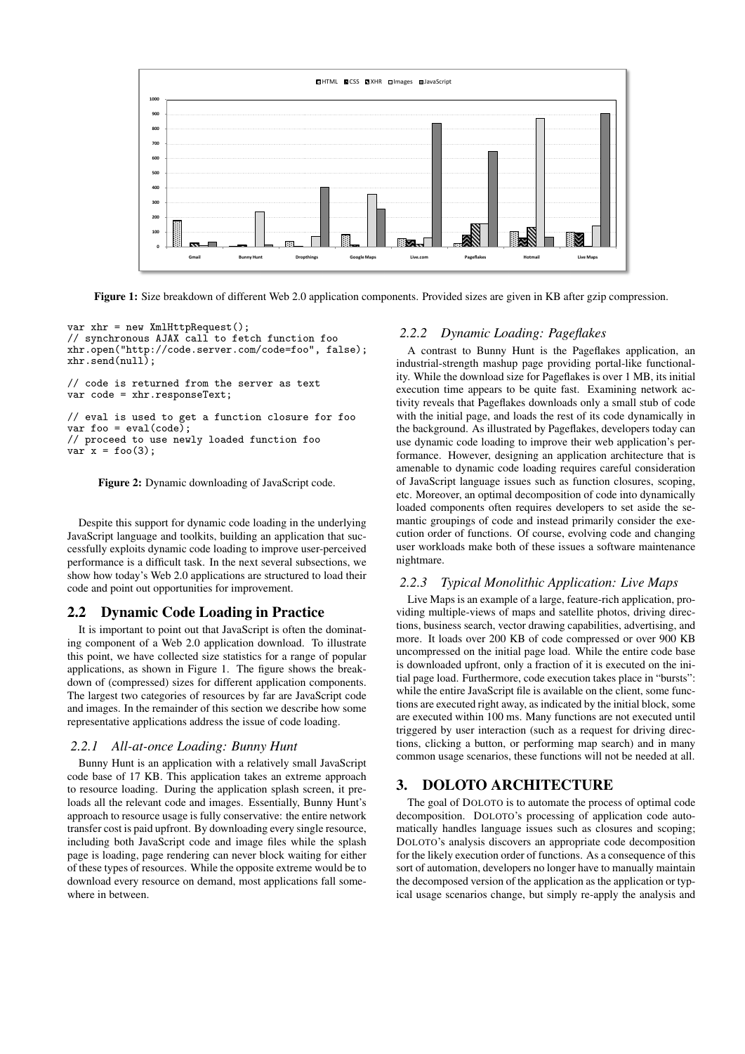**Figure 1:** Size breakdown of different Web 2.0 application components. Provided sizes are given in KB after gzip compression.

```
var xhr = new XmlHttpRequest();
// synchronous AJAX call to fetch function foo
xhr.open("http://code.server.com/code=foo", false);
xhr.send(null);

// code is returned from the server as text
var code = xhr.responseText;

// eval is used to get a function closure for foo
var foo = eval(code);
// proceed to use newly loaded function foo
var x = foo(3);
```

**Figure 2:** Dynamic downloading of JavaScript code.

Despite this support for dynamic code loading in the underlying JavaScript language and toolkits, building an application that successfully exploits dynamic code loading to improve user-perceived performance is a difficult task. In the next several subsections, we show how today's Web 2.0 applications are structured to load their code and point out opportunities for improvement.

## 2.2 Dynamic Code Loading in Practice

It is important to point out that JavaScript is often the dominating component of a Web 2.0 application download. To illustrate this point, we have collected size statistics for a range of popular applications, as shown in Figure 1. The figure shows the breakdown of (compressed) sizes for different application components. The largest two categories of resources by far are JavaScript code and images. In the remainder of this section we describe how some representative applications address the issue of code loading.

### *2.2.1 All-at-once Loading: Bunny Hunt*

Bunny Hunt is an application with a relatively small JavaScript code base of 17 KB. This application takes an extreme approach to resource loading. During the application splash screen, it preloads all the relevant code and images. Essentially, Bunny Hunt's approach to resource usage is fully conservative: the entire network transfer cost is paid upfront. By downloading every single resource, including both JavaScript code and image files while the splash page is loading, page rendering can never block waiting for either of these types of resources. While the opposite extreme would be to download every resource on demand, most applications fall somewhere in between.

### *2.2.2 Dynamic Loading: Pageflakes*

A contrast to Bunny Hunt is the Pageflakes application, an industrial-strength mashup page providing portal-like functionality. While the download size for Pageflakes is over 1 MB, its initial execution time appears to be quite fast. Examining network activity reveals that Pageflakes downloads only a small stub of code with the initial page, and loads the rest of its code dynamically in the background. As illustrated by Pageflakes, developers today can use dynamic code loading to improve their web application's performance. However, designing an application architecture that is amenable to dynamic code loading requires careful consideration of JavaScript language issues such as function closures, scoping, etc. Moreover, an optimal decomposition of code into dynamically loaded components often requires developers to set aside the semantic groupings of code and instead primarily consider the execution order of functions. Of course, evolving code and changing user workloads make both of these issues a software maintenance nightmare.

### *2.2.3 Typical Monolithic Application: Live Maps*

Live Maps is an example of a large, feature-rich application, providing multiple-views of maps and satellite photos, driving directions, business search, vector drawing capabilities, advertising, and more. It loads over 200 KB of code compressed or over 900 KB uncompressed on the initial page load. While the entire code base is downloaded upfront, only a fraction of it is executed on the initial page load. Furthermore, code execution takes place in "bursts": while the entire JavaScript file is available on the client, some functions are executed right away, as indicated by the initial block, some are executed within 100 ms. Many functions are not executed until triggered by user interaction (such as a request for driving directions, clicking a button, or performing map search) and in many common usage scenarios, these functions will not be needed at all.

## 3. DOLOTO ARCHITECTURE

The goal of DOLOTO is to automate the process of optimal code decomposition. DOLOTO's processing of application code automatically handles language issues such as closures and scoping; DOLOTO's analysis discovers an appropriate code decomposition for the likely execution order of functions. As a consequence of this sort of automation, developers no longer have to manually maintain the decomposed version of the application as the application or typical usage scenarios change, but simply re-apply the analysis and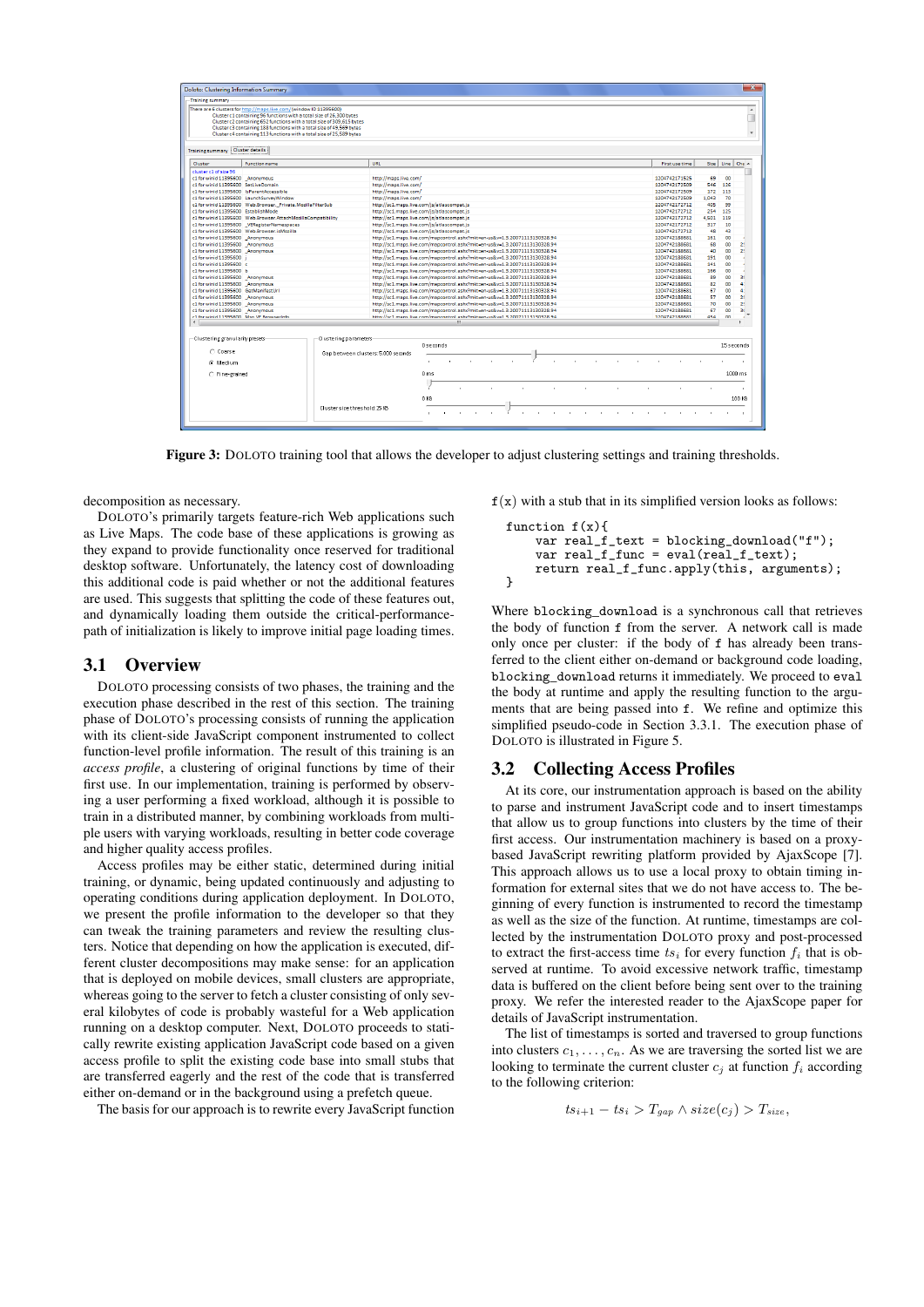**Figure 3:** DOLOTO training tool that allows the developer to adjust clustering settings and training thresholds.

decomposition as necessary.

DOLOTO's primarily targets feature-rich Web applications such as Live Maps. The code base of these applications is growing as they expand to provide functionality once reserved for traditional desktop software. Unfortunately, the latency cost of downloading this additional code is paid whether or not the additional features are used. This suggests that splitting the code of these features out, and dynamically loading them outside the critical-performance-path of initialization is likely to improve initial page loading times.

## 3.1 Overview

DOLOTO processing consists of two phases, the training and the execution phase described in the rest of this section. The training phase of DOLOTO's processing consists of running the application with its client-side JavaScript component instrumented to collect function-level profile information. The result of this training is an *access profile*, a clustering of original functions by time of their first use. In our implementation, training is performed by observing a user performing a fixed workload, although it is possible to train in a distributed manner, by combining workloads from multiple users with varying workloads, resulting in better code coverage and higher quality access profiles.

Access profiles may be either static, determined during initial training, or dynamic, being updated continuously and adjusting to operating conditions during application deployment. In DOLOTO, we present the profile information to the developer so that they can tweak the training parameters and review the resulting clusters. Notice that depending on how the application is executed, different cluster decompositions may make sense: for an application that is deployed on mobile devices, small clusters are appropriate, whereas going to the server to fetch a cluster consisting of only several kilobytes of code is probably wasteful for a Web application running on a desktop computer. Next, DOLOTO proceeds to statically rewrite existing application JavaScript code based on a given access profile to split the existing code base into small stubs that are transferred eagerly and the rest of the code that is transferred either on-demand or in the background using a prefetch queue.

The basis for our approach is to rewrite every JavaScript function f(x) with a stub that in its simplified version looks as follows:

```
function f(x){
    var real_f_text = blocking_download("f");
    var real_f_func = eval(real_f_text);
    return real_f_func.apply(this, arguments);
}
```

Where `blocking_download` is a synchronous call that retrieves the body of function `f` from the server. A network call is made only once per cluster: if the body of `f` has already been transferred to the client either on-demand or background code loading, `blocking_download` returns it immediately. We proceed to `eval` the body at runtime and apply the resulting function to the arguments that are being passed into `f`. We refine and optimize this simplified pseudo-code in Section 3.3.1. The execution phase of DOLOTO is illustrated in Figure 5.

## 3.2 Collecting Access Profiles

At its core, our instrumentation approach is based on the ability to parse and instrument JavaScript code and to insert timestamps that allow us to group functions into clusters by the time of their first access. Our instrumentation machinery is based on a proxy-based JavaScript rewriting platform provided by AjaxScope [7]. This approach allows us to use a local proxy to obtain timing information for external sites that we do not have access to. The beginning of every function is instrumented to record the timestamp as well as the size of the function. At runtime, timestamps are collected by the instrumentation DOLOTO proxy and post-processed to extract the first-access time $ts_i$ for every function $f_i$ that is observed at runtime. To avoid excessive network traffic, timestamp data is buffered on the client before being sent over to the training proxy. We refer the interested reader to the AjaxScope paper for details of JavaScript instrumentation.

The list of timestamps is sorted and traversed to group functions into clusters $c_1, \ldots, c_n$. As we are traversing the sorted list we are looking to terminate the current cluster $c_j$ at function $f_i$ according to the following criterion:

$$ts_{i+1} - ts_i > T_{gap} \wedge size(c_j) > T_{size},$$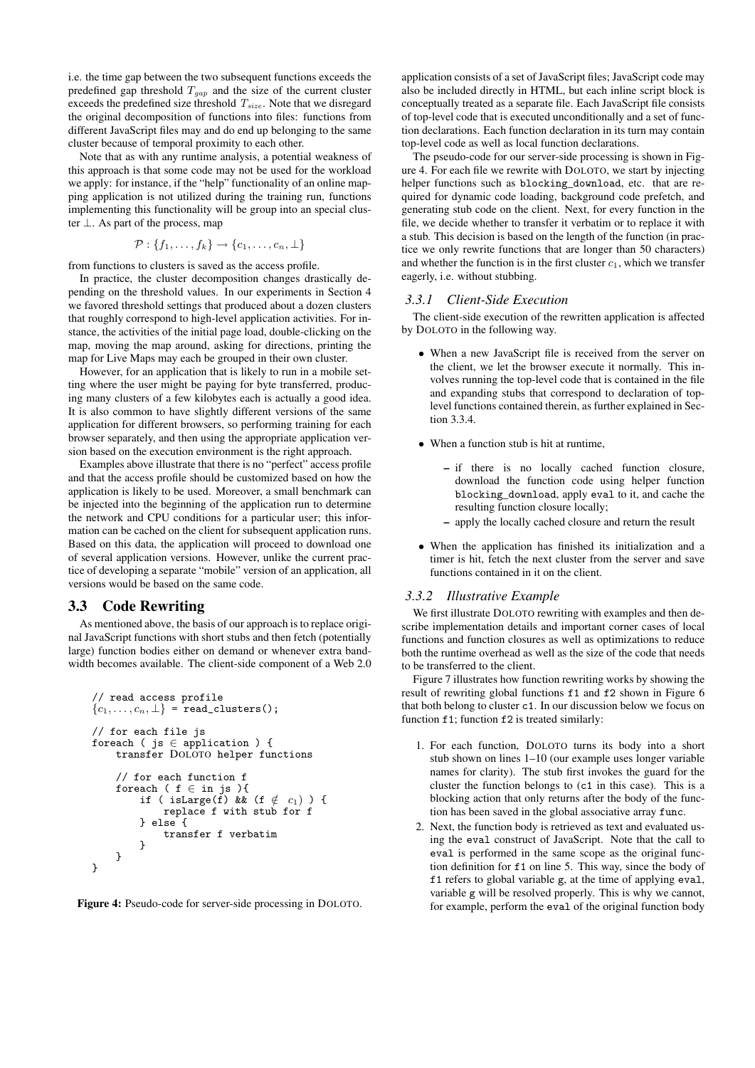i.e. the time gap between the two subsequent functions exceeds the predefined gap threshold $T_{gap}$ and the size of the current cluster exceeds the predefined size threshold $T_{size}$. Note that we disregard the original decomposition of functions into files: functions from different JavaScript files may and do end up belonging to the same cluster because of temporal proximity to each other.

Note that as with any runtime analysis, a potential weakness of this approach is that some code may not be used for the workload we apply: for instance, if the "help" functionality of an online mapping application is not utilized during the training run, functions implementing this functionality will be group into an special cluster $\perp$. As part of the process, map

$$\mathcal{P} : \{f_1, \ldots, f_k\} \rightarrow \{c_1, \ldots, c_n, \perp\}$$

from functions to clusters is saved as the access profile.

In practice, the cluster decomposition changes drastically depending on the threshold values. In our experiments in Section 4 we favored threshold settings that produced about a dozen clusters that roughly correspond to high-level application activities. For instance, the activities of the initial page load, double-clicking on the map, moving the map around, asking for directions, printing the map for Live Maps may each be grouped in their own cluster.

However, for an application that is likely to run in a mobile setting where the user might be paying for byte transferred, producing many clusters of a few kilobytes each is actually a good idea. It is also common to have slightly different versions of the same application for different browsers, so performing training for each browser separately, and then using the appropriate application version based on the execution environment is the right approach.

Examples above illustrate that there is no "perfect" access profile and that the access profile should be customized based on how the application is likely to be used. Moreover, a small benchmark can be injected into the beginning of the application run to determine the network and CPU conditions for a particular user; this information can be cached on the client for subsequent application runs. Based on this data, the application will proceed to download one of several application versions. However, unlike the current practice of developing a separate "mobile" version of an application, all versions would be based on the same code.

## 3.3 Code Rewriting

As mentioned above, the basis of our approach is to replace original JavaScript functions with short stubs and then fetch (potentially large) function bodies either on demand or whenever extra bandwidth becomes available. The client-side component of a Web 2.0

```
// read access profile
{c_1,...,c_n,⊥} = read_clusters();

// for each file js
foreach ( js ∈ application ) {
    transfer DOLOTO helper functions

    // for each function f
    foreach ( f ∈ in js ){
        if ( isLarge(f) && (f ∉ c_1) ) {
            replace f with stub for f
        } else {
            transfer f verbatim
        }
    }
}
```

**Figure 4:** Pseudo-code for server-side processing in DOLOTO.

application consists of a set of JavaScript files; JavaScript code may also be included directly in HTML, but each inline script block is conceptually treated as a separate file. Each JavaScript file consists of top-level code that is executed unconditionally and a set of function declarations. Each function declaration in its turn may contain top-level code as well as local function declarations.

The pseudo-code for our server-side processing is shown in Figure 4. For each file we rewrite with DOLOTO, we start by injecting helper functions such as `blocking_download`, etc. that are required for dynamic code loading, background code prefetch, and generating stub code on the client. Next, for every function in the file, we decide whether to transfer it verbatim or to replace it with a stub. This decision is based on the length of the function (in practice we only rewrite functions that are longer than 50 characters) and whether the function is in the first cluster $c_1$, which we transfer eagerly, i.e. without stubbing.

### 3.3.1 Client-Side Execution

The client-side execution of the rewritten application is affected by DOLOTO in the following way.

- When a new JavaScript file is received from the server on the client, we let the browser execute it normally. This involves running the top-level code that is contained in the file and expanding stubs that correspond to declaration of top-level functions contained therein, as further explained in Section 3.3.4.
- When a function stub is hit at runtime,
  - if there is no locally cached function closure, download the function code using helper function `blocking_download`, apply `eval` to it, and cache the resulting function closure locally;
  - apply the locally cached closure and return the result
- When the application has finished its initialization and a timer is hit, fetch the next cluster from the server and save functions contained in it on the client.

### 3.3.2 Illustrative Example

We first illustrate DOLOTO rewriting with examples and then describe implementation details and important corner cases of local functions and function closures as well as optimizations to reduce both the runtime overhead as well as the size of the code that needs to be transferred to the client.

Figure 7 illustrates how function rewriting works by showing the result of rewriting global functions `f1` and `f2` shown in Figure 6 that both belong to cluster `c1`. In our discussion below we focus on function `f1`; function `f2` is treated similarly:

1. For each function, DOLOTO turns its body into a short stub shown on lines 1–10 (our example uses longer variable names for clarity). The stub first invokes the guard for the cluster the function belongs to (`c1` in this case). This is a blocking action that only returns after the body of the function has been saved in the global associative array `func`.
2. Next, the function body is retrieved as text and evaluated using the `eval` construct of JavaScript. Note that the call to `eval` is performed in the same scope as the original function definition for `f1` on line 5. This way, since the body of `f1` refers to global variable `g`, at the time of applying `eval`, variable `g` will be resolved properly. This is why we cannot, for example, perform the `eval` of the original function body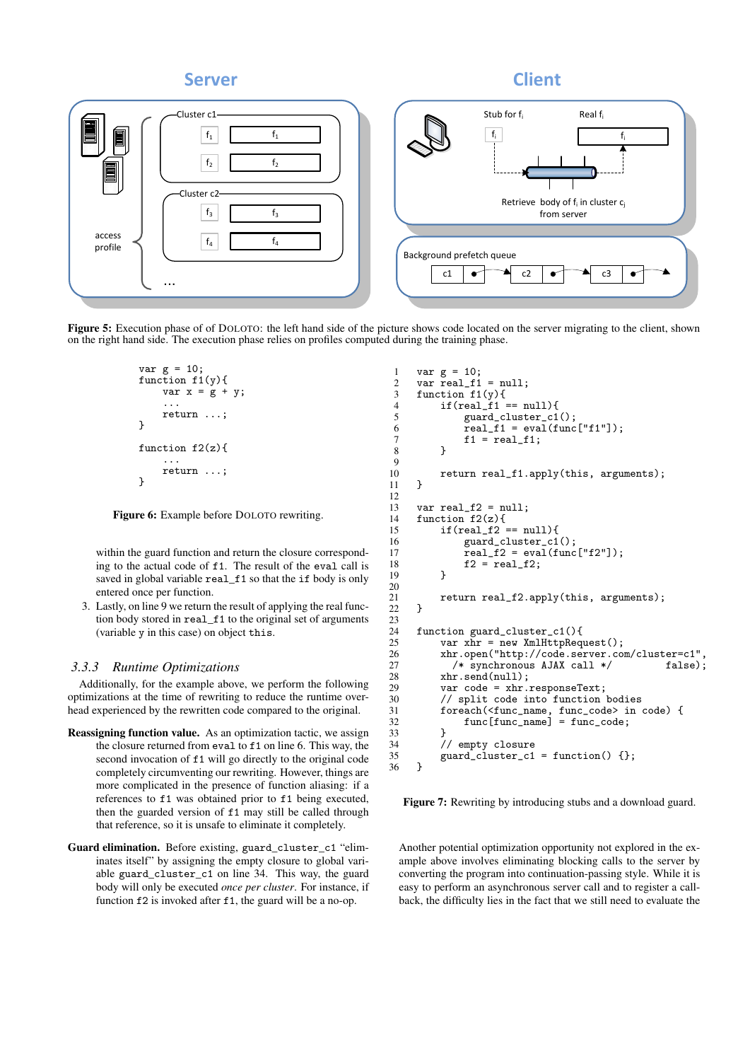Figure 5: Execution phase of of DOLOTO: the left hand side of the picture shows code located on the server migrating to the client, shown on the right hand side. The execution phase relies on profiles computed during the training phase.

```
var g = 10;
function f1(y){
    var x = g + y;
    ...
    return ...;
}

function f2(z){
    ...
    return ...;
}
```

Figure 6: Example before DOLOTO rewriting.

```
1   var g = 10;
2   var real_f1 = null;
3   function f1(y){
4       if(real_f1 == null){
5           guard_cluster_c1();
6           real_f1 = eval(func["f1"]);
7           f1 = real_f1;
8       }
9
10      return real_f1.apply(this, arguments);
11  }
12
13  var real_f2 = null;
14  function f2(z){
15      if(real_f2 == null){
16          guard_cluster_c1();
17          real_f2 = eval(func["f2"]);
18          f2 = real_f2;
19      }
20
21      return real_f2.apply(this, arguments);
22  }
23
24  function guard_cluster_c1(){
25      var xhr = new XmlHttpRequest();
26      xhr.open("http://code.server.com/cluster=c1",
27        /* synchronous AJAX call */         false);
28      xhr.send(null);
29      var code = xhr.responseText;
30      // split code into function bodies
31      foreach(<func_name, func_code> in code) {
32          func[func_name] = func_code;
33      }
34      // empty closure
35      guard_cluster_c1 = function() {};
36  }
```

Figure 7: Rewriting by introducing stubs and a download guard.

within the guard function and return the closure corresponding to the actual code of `f1`. The result of the `eval` call is saved in global variable `real_f1` so that the `if` body is only entered once per function.

3. Lastly, on line 9 we return the result of applying the real function body stored in `real_f1` to the original set of arguments (variable `y` in this case) on object `this`.

### 3.3.3 Runtime Optimizations

Additionally, for the example above, we perform the following optimizations at the time of rewriting to reduce the runtime overhead experienced by the rewritten code compared to the original.

**Reassigning function value.** As an optimization tactic, we assign the closure returned from `eval` to `f1` on line 6. This way, the second invocation of `f1` will go directly to the original code completely circumventing our rewriting. However, things are more complicated in the presence of function aliasing: if a references to `f1` was obtained prior to `f1` being executed, then the guarded version of `f1` may still be called through that reference, so it is unsafe to eliminate it completely.

**Guard elimination.** Before existing, `guard_cluster_c1` "eliminates itself" by assigning the empty closure to global variable `guard_cluster_c1` on line 34. This way, the guard body will only be executed *once per cluster*. For instance, if function `f2` is invoked after `f1`, the guard will be a no-op.

Another potential optimization opportunity not explored in the example above involves eliminating blocking calls to the server by converting the program into continuation-passing style. While it is easy to perform an asynchronous server call and to register a callback, the difficulty lies in the fact that we still need to evaluate the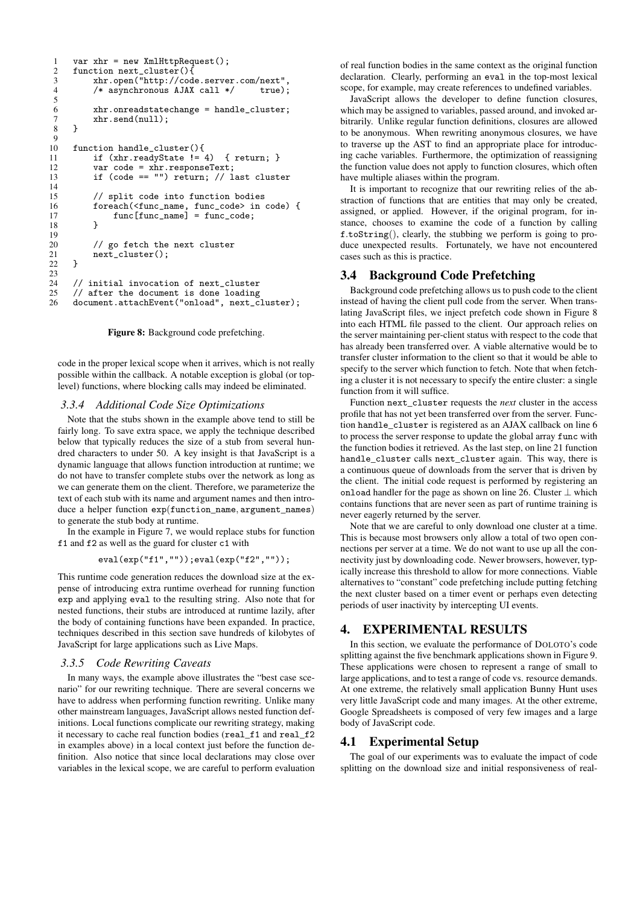```
1   var xhr = new XmlHttpRequest();
2   function next_cluster(){
3       xhr.open("http://code.server.com/next",
4       /* asynchronous AJAX call */     true);
5
6       xhr.onreadstatechange = handle_cluster;
7       xhr.send(null);
8   }
9
10  function handle_cluster(){
11      if (xhr.readyState != 4)  { return; }
12      var code = xhr.responseText;
13      if (code == "") return; // last cluster
14
15      // split code into function bodies
16      foreach(<func_name, func_code> in code) {
17          func[func_name] = func_code;
18      }
19
20      // go fetch the next cluster
21      next_cluster();
22  }
23
24  // initial invocation of next_cluster
25  // after the document is done loading
26  document.attachEvent("onload", next_cluster);
```

**Figure 8:** Background code prefetching.

code in the proper lexical scope when it arrives, which is not really possible within the callback. A notable exception is global (or top-level) functions, where blocking calls may indeed be eliminated.

### *3.3.4 Additional Code Size Optimizations*

Note that the stubs shown in the example above tend to still be fairly long. To save extra space, we apply the technique described below that typically reduces the size of a stub from several hundred characters to under 50. A key insight is that JavaScript is a dynamic language that allows function introduction at runtime; we do not have to transfer complete stubs over the network as long as we can generate them on the client. Therefore, we parameterize the text of each stub with its name and argument names and then introduce a helper function `exp(function_name, argument_names)` to generate the stub body at runtime.

In the example in Figure 7, we would replace stubs for function `f1` and `f2` as well as the guard for cluster `c1` with

```
eval(exp("f1",""));eval(exp("f2",""));
```

This runtime code generation reduces the download size at the expense of introducing extra runtime overhead for running function `exp` and applying `eval` to the resulting string. Also note that for nested functions, their stubs are introduced at runtime lazily, after the body of containing functions have been expanded. In practice, techniques described in this section save hundreds of kilobytes of JavaScript for large applications such as Live Maps.

### *3.3.5 Code Rewriting Caveats*

In many ways, the example above illustrates the "best case scenario" for our rewriting technique. There are several concerns we have to address when performing function rewriting. Unlike many other mainstream languages, JavaScript allows nested function definitions. Local functions complicate our rewriting strategy, making it necessary to cache real function bodies (`real_f1` and `real_f2` in examples above) in a local context just before the function definition. Also notice that since local declarations may close over variables in the lexical scope, we are careful to perform evaluation of real function bodies in the same context as the original function declaration. Clearly, performing an `eval` in the top-most lexical scope, for example, may create references to undefined variables.

JavaScript allows the developer to define function closures, which may be assigned to variables, passed around, and invoked arbitrarily. Unlike regular function definitions, closures are allowed to be anonymous. When rewriting anonymous closures, we have to traverse up the AST to find an appropriate place for introducing cache variables. Furthermore, the optimization of reassigning the function value does not apply to function closures, which often have multiple aliases within the program.

It is important to recognize that our rewriting relies of the abstraction of functions that are entities that may only be created, assigned, or applied. However, if the original program, for instance, chooses to examine the code of a function by calling `f.toString()`, clearly, the stubbing we perform is going to produce unexpected results. Fortunately, we have not encountered cases such as this is practice.

## 3.4 Background Code Prefetching

Background code prefetching allows us to push code to the client instead of having the client pull code from the server. When translating JavaScript files, we inject prefetch code shown in Figure 8 into each HTML file passed to the client. Our approach relies on the server maintaining per-client status with respect to the code that has already been transferred over. A viable alternative would be to transfer cluster information to the client so that it would be able to specify to the server which function to fetch. Note that when fetching a cluster it is not necessary to specify the entire cluster: a single function from it will suffice.

Function `next_cluster` requests the *next* cluster in the access profile that has not yet been transferred over from the server. Function `handle_cluster` is registered as an AJAX callback on line 6 to process the server response to update the global array `func` with the function bodies it retrieved. As the last step, on line 21 function `handle_cluster` calls `next_cluster` again. This way, there is a continuous queue of downloads from the server that is driven by the client. The initial code request is performed by registering an `onload` handler for the page as shown on line 26. Cluster $\perp$ which contains functions that are never seen as part of runtime training is never eagerly returned by the server.

Note that we are careful to only download one cluster at a time. This is because most browsers only allow a total of two open connections per server at a time. We do not want to use up all the connectivity just by downloading code. Newer browsers, however, typically increase this threshold to allow for more connections. Viable alternatives to "constant" code prefetching include putting fetching the next cluster based on a timer event or perhaps even detecting periods of user inactivity by intercepting UI events.

# 4. EXPERIMENTAL RESULTS

In this section, we evaluate the performance of DOLOTO's code splitting against the five benchmark applications shown in Figure 9. These applications were chosen to represent a range of small to large applications, and to test a range of code vs. resource demands. At one extreme, the relatively small application Bunny Hunt uses very little JavaScript code and many images. At the other extreme, Google Spreadsheets is composed of very few images and a large body of JavaScript code.

## 4.1 Experimental Setup

The goal of our experiments was to evaluate the impact of code splitting on the download size and initial responsiveness of real-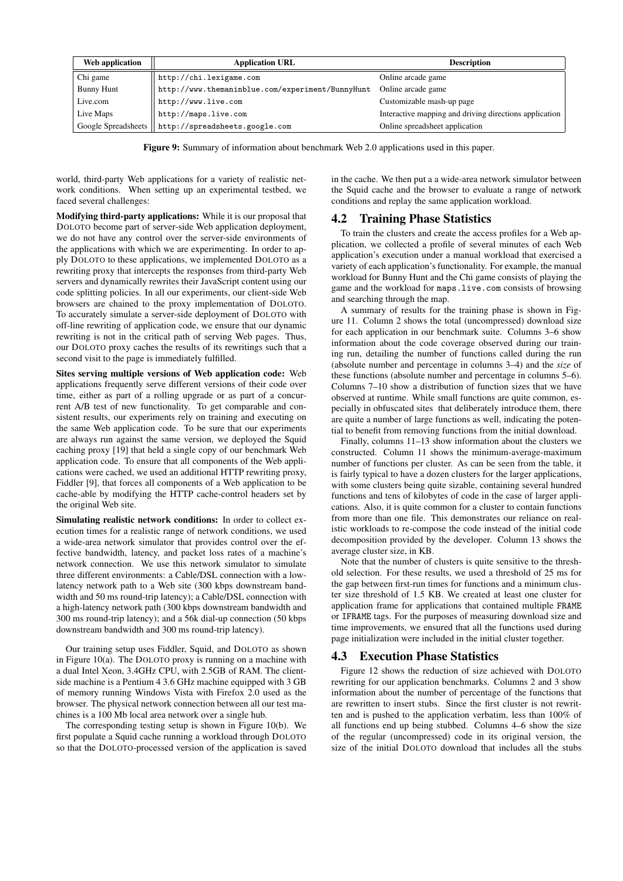| Web application | Application URL | Description |
|---|---|---|
| Chi game | `http://chi.lexigame.com` | Online arcade game |
| Bunny Hunt | `http://www.themaninblue.com/experiment/BunnyHunt` | Online arcade game |
| Live.com | `http://www.live.com` | Customizable mash-up page |
| Live Maps | `http://maps.live.com` | Interactive mapping and driving directions application |
| Google Spreadsheets | `http://spreadsheets.google.com` | Online spreadsheet application |

**Figure 9:** Summary of information about benchmark Web 2.0 applications used in this paper.

world, third-party Web applications for a variety of realistic network conditions. When setting up an experimental testbed, we faced several challenges:

**Modifying third-party applications:** While it is our proposal that DOLOTO become part of server-side Web application deployment, we do not have any control over the server-side environments of the applications with which we are experimenting. In order to apply DOLOTO to these applications, we implemented DOLOTO as a rewriting proxy that intercepts the responses from third-party Web servers and dynamically rewrites their JavaScript content using our code splitting policies. In all our experiments, our client-side Web browsers are chained to the proxy implementation of DOLOTO. To accurately simulate a server-side deployment of DOLOTO with off-line rewriting of application code, we ensure that our dynamic rewriting is not in the critical path of serving Web pages. Thus, our DOLOTO proxy caches the results of its rewritings such that a second visit to the page is immediately fulfilled.

**Sites serving multiple versions of Web application code:** Web applications frequently serve different versions of their code over time, either as part of a rolling upgrade or as part of a concurrent A/B test of new functionality. To get comparable and consistent results, our experiments rely on training and executing on the same Web application code. To be sure that our experiments are always run against the same version, we deployed the Squid caching proxy [19] that held a single copy of our benchmark Web application code. To ensure that all components of the Web applications were cached, we used an additional HTTP rewriting proxy, Fiddler [9], that forces all components of a Web application to be cache-able by modifying the HTTP cache-control headers set by the original Web site.

**Simulating realistic network conditions:** In order to collect execution times for a realistic range of network conditions, we used a wide-area network simulator that provides control over the effective bandwidth, latency, and packet loss rates of a machine's network connection. We use this network simulator to simulate three different environments: a Cable/DSL connection with a low-latency network path to a Web site (300 kbps downstream bandwidth and 50 ms round-trip latency); a Cable/DSL connection with a high-latency network path (300 kbps downstream bandwidth and 300 ms round-trip latency); and a 56k dial-up connection (50 kbps downstream bandwidth and 300 ms round-trip latency).

Our training setup uses Fiddler, Squid, and DOLOTO as shown in Figure 10(a). The DOLOTO proxy is running on a machine with a dual Intel Xeon, 3.4GHz CPU, with 2.5GB of RAM. The client-side machine is a Pentium 4 3.6 GHz machine equipped with 3 GB of memory running Windows Vista with Firefox 2.0 used as the browser. The physical network connection between all our test machines is a 100 Mb local area network over a single hub.

The corresponding testing setup is shown in Figure 10(b). We first populate a Squid cache running a workload through DOLOTO so that the DOLOTO-processed version of the application is saved in the cache. We then put a a wide-area network simulator between the Squid cache and the browser to evaluate a range of network conditions and replay the same application workload.

## 4.2 Training Phase Statistics

To train the clusters and create the access profiles for a Web application, we collected a profile of several minutes of each Web application's execution under a manual workload that exercised a variety of each application's functionality. For example, the manual workload for Bunny Hunt and the Chi game consists of playing the game and the workload for `maps.live.com` consists of browsing and searching through the map.

A summary of results for the training phase is shown in Figure 11. Column 2 shows the total (uncompressed) download size for each application in our benchmark suite. Columns 3–6 show information about the code coverage observed during our training run, detailing the number of functions called during the run (absolute number and percentage in columns 3–4) and the *size* of these functions (absolute number and percentage in columns 5–6). Columns 7–10 show a distribution of function sizes that we have observed at runtime. While small functions are quite common, especially in obfuscated sites that deliberately introduce them, there are quite a number of large functions as well, indicating the potential to benefit from removing functions from the initial download.

Finally, columns 11–13 show information about the clusters we constructed. Column 11 shows the minimum-average-maximum number of functions per cluster. As can be seen from the table, it is fairly typical to have a dozen clusters for the larger applications, with some clusters being quite sizable, containing several hundred functions and tens of kilobytes of code in the case of larger applications. Also, it is quite common for a cluster to contain functions from more than one file. This demonstrates our reliance on realistic workloads to re-compose the code instead of the initial code decomposition provided by the developer. Column 13 shows the average cluster size, in KB.

Note that the number of clusters is quite sensitive to the threshold selection. For these results, we used a threshold of 25 ms for the gap between first-run times for functions and a minimum cluster size threshold of 1.5 KB. We created at least one cluster for application frame for applications that contained multiple `FRAME` or `IFRAME` tags. For the purposes of measuring download size and time improvements, we ensured that all the functions used during page initialization were included in the initial cluster together.

## 4.3 Execution Phase Statistics

Figure 12 shows the reduction of size achieved with DOLOTO rewriting for our application benchmarks. Columns 2 and 3 show information about the number of percentage of the functions that are rewritten to insert stubs. Since the first cluster is not rewritten and is pushed to the application verbatim, less than 100% of all functions end up being stubbed. Columns 4–6 show the size of the regular (uncompressed) code in its original version, the size of the initial DOLOTO download that includes all the stubs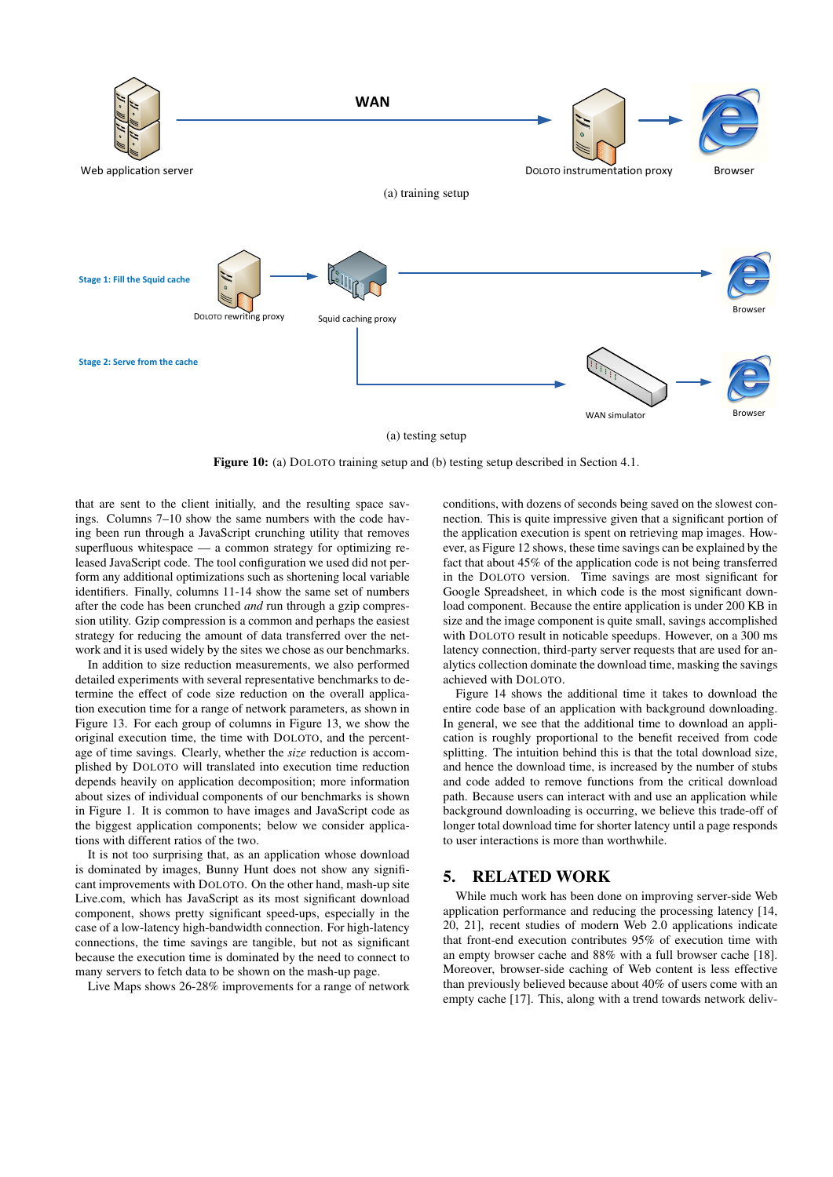WAN

Web application server

DOLOTO instrumentation proxy

Browser

(a) training setup

Stage 1: Fill the Squid cache

DOLOTO rewriting proxy

Squid caching proxy

Browser

Stage 2: Serve from the cache

WAN simulator

Browser

(a) testing setup

**Figure 10:** (a) DOLOTO training setup and (b) testing setup described in Section 4.1.

that are sent to the client initially, and the resulting space savings. Columns 7–10 show the same numbers with the code having been run through a JavaScript crunching utility that removes superfluous whitespace — a common strategy for optimizing released JavaScript code. The tool configuration we used did not perform any additional optimizations such as shortening local variable identifiers. Finally, columns 11-14 show the same set of numbers after the code has been crunched *and* run through a gzip compression utility. Gzip compression is a common and perhaps the easiest strategy for reducing the amount of data transferred over the network and it is used widely by the sites we chose as our benchmarks.

In addition to size reduction measurements, we also performed detailed experiments with several representative benchmarks to determine the effect of code size reduction on the overall application execution time for a range of network parameters, as shown in Figure 13. For each group of columns in Figure 13, we show the original execution time, the time with DOLOTO, and the percentage of time savings. Clearly, whether the *size* reduction is accomplished by DOLOTO will translated into execution time reduction depends heavily on application decomposition; more information about sizes of individual components of our benchmarks is shown in Figure 1. It is common to have images and JavaScript code as the biggest application components; below we consider applications with different ratios of the two.

It is not too surprising that, as an application whose download is dominated by images, Bunny Hunt does not show any significant improvements with DOLOTO. On the other hand, mash-up site Live.com, which has JavaScript as its most significant download component, shows pretty significant speed-ups, especially in the case of a low-latency high-bandwidth connection. For high-latency connections, the time savings are tangible, but not as significant because the execution time is dominated by the need to connect to many servers to fetch data to be shown on the mash-up page.

Live Maps shows 26-28% improvements for a range of network conditions, with dozens of seconds being saved on the slowest connection. This is quite impressive given that a significant portion of the application execution is spent on retrieving map images. However, as Figure 12 shows, these time savings can be explained by the fact that about 45% of the application code is not being transferred in the DOLOTO version. Time savings are most significant for Google Spreadsheet, in which code is the most significant download component. Because the entire application is under 200 KB in size and the image component is quite small, savings accomplished with DOLOTO result in noticable speedups. However, on a 300 ms latency connection, third-party server requests that are used for analytics collection dominate the download time, masking the savings achieved with DOLOTO.

Figure 14 shows the additional time it takes to download the entire code base of an application with background downloading. In general, we see that the additional time to download an application is roughly proportional to the benefit received from code splitting. The intuition behind this is that the total download size, and hence the download time, is increased by the number of stubs and code added to remove functions from the critical download path. Because users can interact with and use an application while background downloading is occurring, we believe this trade-off of longer total download time for shorter latency until a page responds to user interactions is more than worthwhile.

## 5. RELATED WORK

While much work has been done on improving server-side Web application performance and reducing the processing latency [14, 20, 21], recent studies of modern Web 2.0 applications indicate that front-end execution contributes 95% of execution time with an empty browser cache and 88% with a full browser cache [18]. Moreover, browser-side caching of Web content is less effective than previously believed because about 40% of users come with an empty cache [17]. This, along with a trend towards network deliv-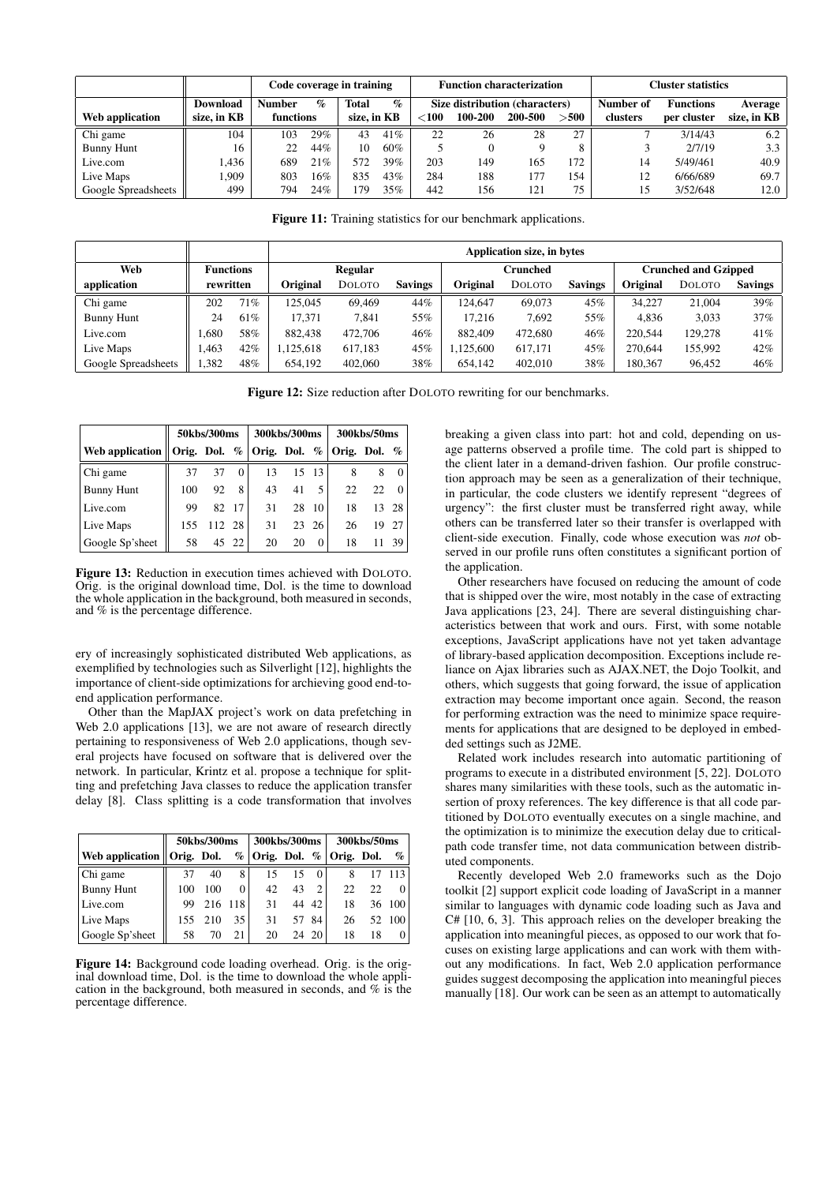| | | Code coverage in training | | | | Function characterization | | | | Cluster statistics | | |
|---|---|---|---|---|---|---|---|---|---|---|---|---|
| | Download | Number | % | Total | % | Size distribution (characters) | | | | Number of | Functions | Average |
| Web application | size, in KB | functions | | size, in KB | | <100 | 100-200 | 200-500 | >500 | clusters | per cluster | size, in KB |
| Chi game | 104 | 103 | 29% | 43 | 41% | 22 | 26 | 28 | 27 | 7 | 3/14/43 | 6.2 |
| Bunny Hunt | 16 | 22 | 44% | 10 | 60% | 5 | 0 | 9 | 8 | 3 | 2/7/19 | 3.3 |
| Live.com | 1,436 | 689 | 21% | 572 | 39% | 203 | 149 | 165 | 172 | 14 | 5/49/461 | 40.9 |
| Live Maps | 1,909 | 803 | 16% | 835 | 43% | 284 | 188 | 177 | 154 | 12 | 6/66/689 | 69.7 |
| Google Spreadsheets | 499 | 794 | 24% | 179 | 35% | 442 | 156 | 121 | 75 | 15 | 3/52/648 | 12.0 |

**Figure 11:** Training statistics for our benchmark applications.

| | | | Application size, in bytes | | | | | | | | |
|---|---|---|---|---|---|---|---|---|---|---|---|
| Web | Functions | | Regular | | | Crunched | | | Crunched and Gzipped | | |
| application | rewritten | | Original | DOLOTO | Savings | Original | DOLOTO | Savings | Original | DOLOTO | Savings |
| Chi game | 202 | 71% | 125,045 | 69,469 | 44% | 124,647 | 69,073 | 45% | 34,227 | 21,004 | 39% |
| Bunny Hunt | 24 | 61% | 17,371 | 7,841 | 55% | 17,216 | 7,692 | 55% | 4,836 | 3,033 | 37% |
| Live.com | 1,680 | 58% | 882,438 | 472,706 | 46% | 882,409 | 472,680 | 46% | 220,544 | 129,278 | 41% |
| Live Maps | 1,463 | 42% | 1,125,618 | 617,183 | 45% | 1,125,600 | 617,171 | 45% | 270,644 | 155,992 | 42% |
| Google Spreadsheets | 1,382 | 48% | 654,192 | 402,060 | 38% | 654,142 | 402,010 | 38% | 180,367 | 96,452 | 46% |

**Figure 12:** Size reduction after DOLOTO rewriting for our benchmarks.

| | 50kbs/300ms | | | 300kbs/300ms | | | 300kbs/50ms | | |
|---|---|---|---|---|---|---|---|---|---|
| Web application | Orig. | Dol. | % | Orig. | Dol. | % | Orig. | Dol. | % |
| Chi game | 37 | 37 | 0 | 13 | 15 | 13 | 8 | 8 | 0 |
| Bunny Hunt | 100 | 92 | 8 | 43 | 41 | 5 | 22 | 22 | 0 |
| Live.com | 99 | 82 | 17 | 31 | 28 | 10 | 18 | 13 | 28 |
| Live Maps | 155 | 112 | 28 | 31 | 23 | 26 | 26 | 19 | 27 |
| Google Sp'sheet | 58 | 45 | 22 | 20 | 20 | 0 | 18 | 11 | 39 |

**Figure 13:** Reduction in execution times achieved with DOLOTO. Orig. is the original download time, Dol. is the time to download the whole application in the background, both measured in seconds, and % is the percentage difference.

ery of increasingly sophisticated distributed Web applications, as exemplified by technologies such as Silverlight [12], highlights the importance of client-side optimizations for archieving good end-to-end application performance.

Other than the MapJAX project's work on data prefetching in Web 2.0 applications [13], we are not aware of research directly pertaining to responsiveness of Web 2.0 applications, though several projects have focused on software that is delivered over the network. In particular, Krintz et al. propose a technique for splitting and prefetching Java classes to reduce the application transfer delay [8]. Class splitting is a code transformation that involves

| | 50kbs/300ms | | | 300kbs/300ms | | | 300kbs/50ms | | |
|---|---|---|---|---|---|---|---|---|---|
| Web application | Orig. | Dol. | % | Orig. | Dol. | % | Orig. | Dol. | % |
| Chi game | 37 | 40 | 8 | 15 | 15 | 0 | 8 | 17 | 113 |
| Bunny Hunt | 100 | 100 | 0 | 42 | 43 | 2 | 22 | 22 | 0 |
| Live.com | 99 | 216 | 118 | 31 | 44 | 42 | 18 | 36 | 100 |
| Live Maps | 155 | 210 | 35 | 31 | 57 | 84 | 26 | 52 | 100 |
| Google Sp'sheet | 58 | 70 | 21 | 20 | 24 | 20 | 18 | 18 | 0 |

**Figure 14:** Background code loading overhead. Orig. is the original download time, Dol. is the time to download the whole application in the background, both measured in seconds, and % is the percentage difference.

breaking a given class into part: hot and cold, depending on usage patterns observed a profile time. The cold part is shipped to the client later in a demand-driven fashion. Our profile construction approach may be seen as a generalization of their technique, in particular, the code clusters we identify represent "degrees of urgency": the first cluster must be transferred right away, while others can be transferred later so their transfer is overlapped with client-side execution. Finally, code whose execution was *not* observed in our profile runs often constitutes a significant portion of the application.

Other researchers have focused on reducing the amount of code that is shipped over the wire, most notably in the case of extracting Java applications [23, 24]. There are several distinguishing characteristics between that work and ours. First, with some notable exceptions, JavaScript applications have not yet taken advantage of library-based application decomposition. Exceptions include reliance on Ajax libraries such as AJAX.NET, the Dojo Toolkit, and others, which suggests that going forward, the issue of application extraction may become important once again. Second, the reason for performing extraction was the need to minimize space requirements for applications that are designed to be deployed in embedded settings such as J2ME.

Related work includes research into automatic partitioning of programs to execute in a distributed environment [5, 22]. DOLOTO shares many similarities with these tools, such as the automatic insertion of proxy references. The key difference is that all code partitioned by DOLOTO eventually executes on a single machine, and the optimization is to minimize the execution delay due to critical-path code transfer time, not data communication between distributed components.

Recently developed Web 2.0 frameworks such as the Dojo toolkit [2] support explicit code loading of JavaScript in a manner similar to languages with dynamic code loading such as Java and C# [10, 6, 3]. This approach relies on the developer breaking the application into meaningful pieces, as opposed to our work that focuses on existing large applications and can work with them without any modifications. In fact, Web 2.0 application performance guides suggest decomposing the application into meaningful pieces manually [18]. Our work can be seen as an attempt to automatically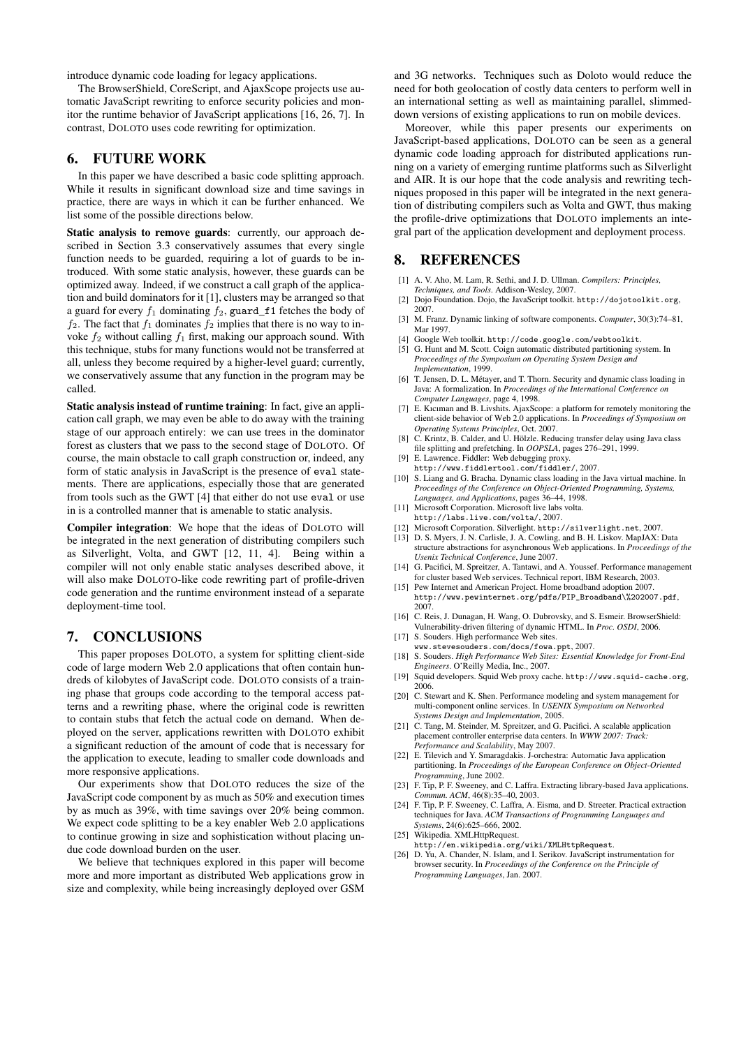introduce dynamic code loading for legacy applications.

The BrowserShield, CoreScript, and AjaxScope projects use automatic JavaScript rewriting to enforce security policies and monitor the runtime behavior of JavaScript applications [16, 26, 7]. In contrast, DOLOTO uses code rewriting for optimization.

## 6. FUTURE WORK

In this paper we have described a basic code splitting approach. While it results in significant download size and time savings in practice, there are ways in which it can be further enhanced. We list some of the possible directions below.

**Static analysis to remove guards**: currently, our approach described in Section 3.3 conservatively assumes that every single function needs to be guarded, requiring a lot of guards to be introduced. With some static analysis, however, these guards can be optimized away. Indeed, if we construct a call graph of the application and build dominators for it [1], clusters may be arranged so that a guard for every $f_1$ dominating $f_2$, `guard_f1` fetches the body of $f_2$. The fact that $f_1$ dominates $f_2$ implies that there is no way to invoke $f_2$ without calling $f_1$ first, making our approach sound. With this technique, stubs for many functions would not be transferred at all, unless they become required by a higher-level guard; currently, we conservatively assume that any function in the program may be called.

**Static analysis instead of runtime training**: In fact, give an application call graph, we may even be able to do away with the training stage of our approach entirely: we can use trees in the dominator forest as clusters that we pass to the second stage of DOLOTO. Of course, the main obstacle to call graph construction or, indeed, any form of static analysis in JavaScript is the presence of `eval` statements. There are applications, especially those that are generated from tools such as the GWT [4] that either do not use `eval` or use in is a controlled manner that is amenable to static analysis.

**Compiler integration**: We hope that the ideas of DOLOTO will be integrated in the next generation of distributing compilers such as Silverlight, Volta, and GWT [12, 11, 4]. Being within a compiler will not only enable static analyses described above, it will also make DOLOTO-like code rewriting part of profile-driven code generation and the runtime environment instead of a separate deployment-time tool.

## 7. CONCLUSIONS

This paper proposes DOLOTO, a system for splitting client-side code of large modern Web 2.0 applications that often contain hundreds of kilobytes of JavaScript code. DOLOTO consists of a training phase that groups code according to the temporal access patterns and a rewriting phase, where the original code is rewritten to contain stubs that fetch the actual code on demand. When deployed on the server, applications rewritten with DOLOTO exhibit a significant reduction of the amount of code that is necessary for the application to execute, leading to smaller code downloads and more responsive applications.

Our experiments show that DOLOTO reduces the size of the JavaScript code component by as much as 50% and execution times by as much as 39%, with time savings over 20% being common. We expect code splitting to be a key enabler Web 2.0 applications to continue growing in size and sophistication without placing undue code download burden on the user.

We believe that techniques explored in this paper will become more and more important as distributed Web applications grow in size and complexity, while being increasingly deployed over GSM and 3G networks. Techniques such as Doloto would reduce the need for both geolocation of costly data centers to perform well in an international setting as well as maintaining parallel, slimmed-down versions of existing applications to run on mobile devices.

Moreover, while this paper presents our experiments on JavaScript-based applications, DOLOTO can be seen as a general dynamic code loading approach for distributed applications running on a variety of emerging runtime platforms such as Silverlight and AIR. It is our hope that the code analysis and rewriting techniques proposed in this paper will be integrated in the next generation of distributing compilers such as Volta and GWT, thus making the profile-drive optimizations that DOLOTO implements an integral part of the application development and deployment process.

## 8. REFERENCES

[1] A. V. Aho, M. Lam, R. Sethi, and J. D. Ullman. *Compilers: Principles, Techniques, and Tools*. Addison-Wesley, 2007.

[2] Dojo Foundation. Dojo, the JavaScript toolkit. `http://dojotoolkit.org`, 2007.

[3] M. Franz. Dynamic linking of software components. *Computer*, 30(3):74–81, Mar 1997.

[4] Google Web toolkit. `http://code.google.com/webtoolkit`.

[5] G. Hunt and M. Scott. Coign automatic distributed partitioning system. In *Proceedings of the Symposium on Operating System Design and Implementation*, 1999.

[6] T. Jensen, D. L. Métayer, and T. Thorn. Security and dynamic class loading in Java: A formalization. In *Proceedings of the International Conference on Computer Languages*, page 4, 1998.

[7] E. Kıcıman and B. Livshits. AjaxScope: a platform for remotely monitoring the client-side behavior of Web 2.0 applications. In *Proceedings of Symposium on Operating Systems Principles*, Oct. 2007.

[8] C. Krintz, B. Calder, and U. Hölzle. Reducing transfer delay using Java class file splitting and prefetching. In *OOPSLA*, pages 276–291, 1999.

[9] E. Lawrence. Fiddler: Web debugging proxy. `http://www.fiddlertool.com/fiddler/`, 2007.

[10] S. Liang and G. Bracha. Dynamic class loading in the Java virtual machine. In *Proceedings of the Conference on Object-Oriented Programming, Systems, Languages, and Applications*, pages 36–44, 1998.

[11] Microsoft Corporation. Microsoft live labs volta. `http://labs.live.com/volta/`, 2007.

[12] Microsoft Corporation. Silverlight. `http://silverlight.net`, 2007.

[13] D. S. Myers, J. N. Carlisle, J. A. Cowling, and B. H. Liskov. MapJAX: Data structure abstractions for asynchronous Web applications. In *Proceedings of the Usenix Technical Conference*, June 2007.

[14] G. Pacifici, M. Spreitzer, A. Tantawi, and A. Youssef. Performance management for cluster based Web services. Technical report, IBM Research, 2003.

[15] Pew Internet and American Project. Home broadband adoption 2007. `http://www.pewinternet.org/pdfs/PIP_Broadband\%202007.pdf`, 2007.

[16] C. Reis, J. Dunagan, H. Wang, O. Dubrovsky, and S. Esmeir. BrowserShield: Vulnerability-driven filtering of dynamic HTML. In *Proc. OSDI*, 2006.

[17] S. Souders. High performance Web sites. `www.stevesouders.com/docs/fowa.ppt`, 2007.

[18] S. Souders. *High Performance Web Sites: Essential Knowledge for Front-End Engineers*. O'Reilly Media, Inc., 2007.

[19] Squid developers. Squid Web proxy cache. `http://www.squid-cache.org`, 2006.

[20] C. Stewart and K. Shen. Performance modeling and system management for multi-component online services. In *USENIX Symposium on Networked Systems Design and Implementation*, 2005.

[21] C. Tang, M. Steinder, M. Spreitzer, and G. Pacifici. A scalable application placement controller enterprise data centers. In *WWW 2007: Track: Performance and Scalability*, May 2007.

[22] E. Tilevich and Y. Smaragdakis. J-orchestra: Automatic Java application partitioning. In *Proceedings of the European Conference on Object-Oriented Programming*, June 2002.

[23] F. Tip, P. F. Sweeney, and C. Laffra. Extracting library-based Java applications. *Commun. ACM*, 46(8):35–40, 2003.

[24] F. Tip, P. F. Sweeney, C. Laffra, A. Eisma, and D. Streeter. Practical extraction techniques for Java. *ACM Transactions of Programming Languages and Systems*, 24(6):625–666, 2002.

[25] Wikipedia. XMLHttpRequest. `http://en.wikipedia.org/wiki/XMLHttpRequest`.

[26] D. Yu, A. Chander, N. Islam, and I. Serikov. JavaScript instrumentation for browser security. In *Proceedings of the Conference on the Principle of Programming Languages*, Jan. 2007.